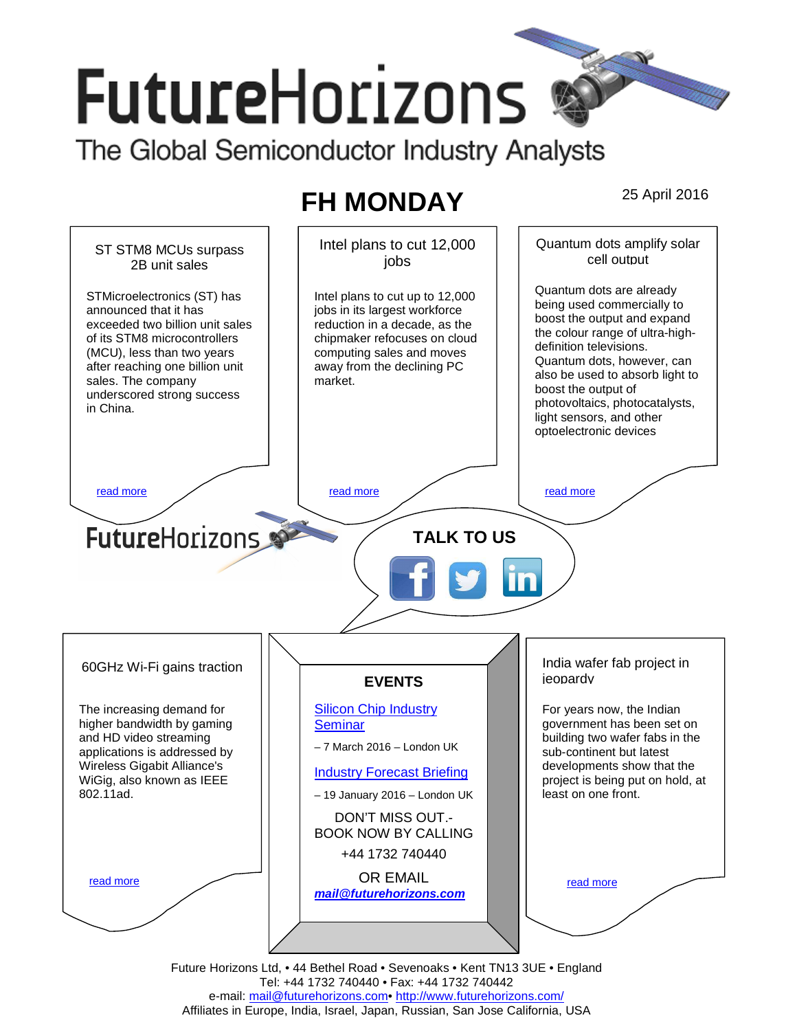# FutureHorizons

The Global Semiconductor Industry Analysts

## FH MONDAY

25 April 2016

### ST STM8 MCUs surpass 2B unit sales

STMicroelectronics (ST) has announced that it has exceeded two billion unit sales of its STM8 microcontrollers (MCU), less than two years after reaching one billion unit sales. The company underscored strong success in China.

read more

### Intel plans to cut 12,000 jobs

Intel plans to cut up to 12,000 jobs in its largest workforce reduction in a decade, as the chipmaker refocuses on cloud computing sales and moves away from the declining PC market.

read more

### Quantum dots amplify solar cell output

Quantum dots are already being used commercially to boost the output and expand the colour range of ultra-high-definition televisions. Quantum dots, however, can also be used to absorb light to boost the output of photovoltaics, photocatalysts, light sensors, and other optoelectronic devices

read more

FutureHorizons

**TALK TO US**

### 60GHz Wi-Fi gains traction

The increasing demand for higher bandwidth by gaming and HD video streaming applications is addressed by Wireless Gigabit Alliance's WiGig, also known as IEEE 802.11ad.

read more

### EVENTS

Silicon Chip Industry Seminar

– 7 March 2016 – London UK

Industry Forecast Briefing

– 19 January 2016 – London UK

DON'T MISS OUT.- BOOK NOW BY CALLING

+44 1732 740440

OR EMAIL

***mail@futurehorizons.com***

### India wafer fab project in jeopardy

For years now, the Indian government has been set on building two wafer fabs in the sub-continent but latest developments show that the project is being put on hold, at least on one front.

read more

Future Horizons Ltd, • 44 Bethel Road • Sevenoaks • Kent TN13 3UE • England
Tel: +44 1732 740440 • Fax: +44 1732 740442
e-mail: mail@futurehorizons.com• http://www.futurehorizons.com/
Affiliates in Europe, India, Israel, Japan, Russian, San Jose California, USA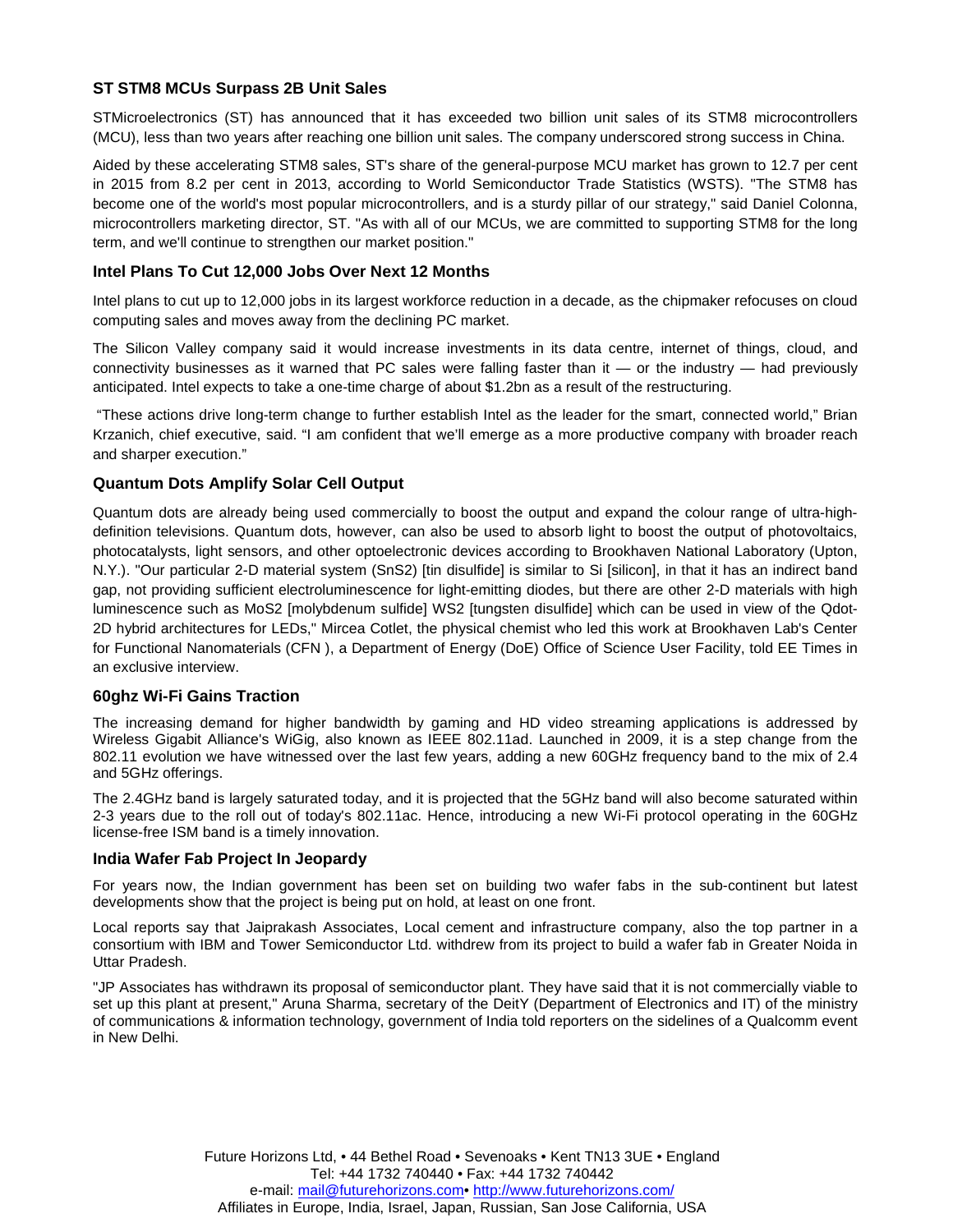### ST STM8 MCUs Surpass 2B Unit Sales

STMicroelectronics (ST) has announced that it has exceeded two billion unit sales of its STM8 microcontrollers (MCU), less than two years after reaching one billion unit sales. The company underscored strong success in China.

Aided by these accelerating STM8 sales, ST's share of the general-purpose MCU market has grown to 12.7 per cent in 2015 from 8.2 per cent in 2013, according to World Semiconductor Trade Statistics (WSTS). "The STM8 has become one of the world's most popular microcontrollers, and is a sturdy pillar of our strategy," said Daniel Colonna, microcontrollers marketing director, ST. "As with all of our MCUs, we are committed to supporting STM8 for the long term, and we'll continue to strengthen our market position."

### Intel Plans To Cut 12,000 Jobs Over Next 12 Months

Intel plans to cut up to 12,000 jobs in its largest workforce reduction in a decade, as the chipmaker refocuses on cloud computing sales and moves away from the declining PC market.

The Silicon Valley company said it would increase investments in its data centre, internet of things, cloud, and connectivity businesses as it warned that PC sales were falling faster than it — or the industry — had previously anticipated. Intel expects to take a one-time charge of about $1.2bn as a result of the restructuring.

"These actions drive long-term change to further establish Intel as the leader for the smart, connected world," Brian Krzanich, chief executive, said. "I am confident that we'll emerge as a more productive company with broader reach and sharper execution."

### Quantum Dots Amplify Solar Cell Output

Quantum dots are already being used commercially to boost the output and expand the colour range of ultra-high-definition televisions. Quantum dots, however, can also be used to absorb light to boost the output of photovoltaics, photocatalysts, light sensors, and other optoelectronic devices according to Brookhaven National Laboratory (Upton, N.Y.). "Our particular 2-D material system ($SnS_2$) [tin disulfide] is similar to Si [silicon], in that it has an indirect band gap, not providing sufficient electroluminescence for light-emitting diodes, but there are other 2-D materials with high luminescence such as $MoS_2$ [molybdenum sulfide] $WS_2$ [tungsten disulfide] which can be used in view of the Qdot-2D hybrid architectures for LEDs," Mircea Cotlet, the physical chemist who led this work at Brookhaven Lab's Center for Functional Nanomaterials (CFN ), a Department of Energy (DoE) Office of Science User Facility, told EE Times in an exclusive interview.

### 60ghz Wi-Fi Gains Traction

The increasing demand for higher bandwidth by gaming and HD video streaming applications is addressed by Wireless Gigabit Alliance's WiGig, also known as IEEE 802.11ad. Launched in 2009, it is a step change from the 802.11 evolution we have witnessed over the last few years, adding a new 60GHz frequency band to the mix of 2.4 and 5GHz offerings.

The 2.4GHz band is largely saturated today, and it is projected that the 5GHz band will also become saturated within 2-3 years due to the roll out of today's 802.11ac. Hence, introducing a new Wi-Fi protocol operating in the 60GHz license-free ISM band is a timely innovation.

### India Wafer Fab Project In Jeopardy

For years now, the Indian government has been set on building two wafer fabs in the sub-continent but latest developments show that the project is being put on hold, at least on one front.

Local reports say that Jaiprakash Associates, Local cement and infrastructure company, also the top partner in a consortium with IBM and Tower Semiconductor Ltd. withdrew from its project to build a wafer fab in Greater Noida in Uttar Pradesh.

"JP Associates has withdrawn its proposal of semiconductor plant. They have said that it is not commercially viable to set up this plant at present," Aruna Sharma, secretary of the DeitY (Department of Electronics and IT) of the ministry of communications & information technology, government of India told reporters on the sidelines of a Qualcomm event in New Delhi.